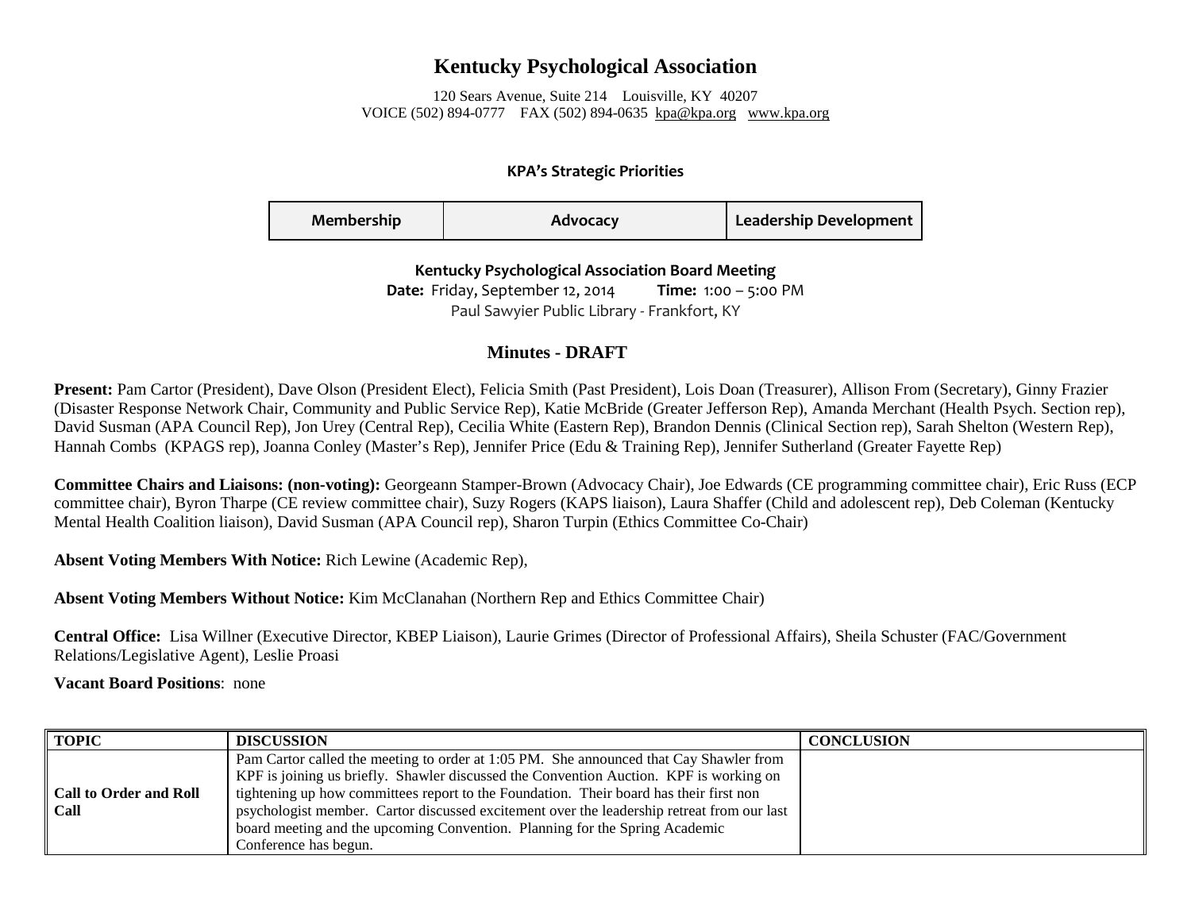# Kentucky Psychological Association

120 Sears Avenue, Suite 214 Louisville, KY 40207
VOICE (502) 894-0777 FAX (502) 894-0635 kpa@kpa.org www.kpa.org

**KPA's Strategic Priorities**

| Membership | Advocacy | Leadership Development |
|---|---|---|

**Kentucky Psychological Association Board Meeting**
**Date:** Friday, September 12, 2014 **Time:** 1:00 – 5:00 PM
Paul Sawyier Public Library - Frankfort, KY

## Minutes - DRAFT

**Present:** Pam Cartor (President), Dave Olson (President Elect), Felicia Smith (Past President), Lois Doan (Treasurer), Allison From (Secretary), Ginny Frazier (Disaster Response Network Chair, Community and Public Service Rep), Katie McBride (Greater Jefferson Rep), Amanda Merchant (Health Psych. Section rep), David Susman (APA Council Rep), Jon Urey (Central Rep), Cecilia White (Eastern Rep), Brandon Dennis (Clinical Section rep), Sarah Shelton (Western Rep), Hannah Combs (KPAGS rep), Joanna Conley (Master's Rep), Jennifer Price (Edu & Training Rep), Jennifer Sutherland (Greater Fayette Rep)

**Committee Chairs and Liaisons: (non-voting):** Georgeann Stamper-Brown (Advocacy Chair), Joe Edwards (CE programming committee chair), Eric Russ (ECP committee chair), Byron Tharpe (CE review committee chair), Suzy Rogers (KAPS liaison), Laura Shaffer (Child and adolescent rep), Deb Coleman (Kentucky Mental Health Coalition liaison), David Susman (APA Council rep), Sharon Turpin (Ethics Committee Co-Chair)

**Absent Voting Members With Notice:** Rich Lewine (Academic Rep),

**Absent Voting Members Without Notice:** Kim McClanahan (Northern Rep and Ethics Committee Chair)

**Central Office:** Lisa Willner (Executive Director, KBEP Liaison), Laurie Grimes (Director of Professional Affairs), Sheila Schuster (FAC/Government Relations/Legislative Agent), Leslie Proasi

**Vacant Board Positions**: none

| TOPIC | DISCUSSION | CONCLUSION |
|---|---|---|
| **Call to Order and Roll Call** | Pam Cartor called the meeting to order at 1:05 PM. She announced that Cay Shawler from KPF is joining us briefly. Shawler discussed the Convention Auction. KPF is working on tightening up how committees report to the Foundation. Their board has their first non psychologist member. Cartor discussed excitement over the leadership retreat from our last board meeting and the upcoming Convention. Planning for the Spring Academic Conference has begun. | |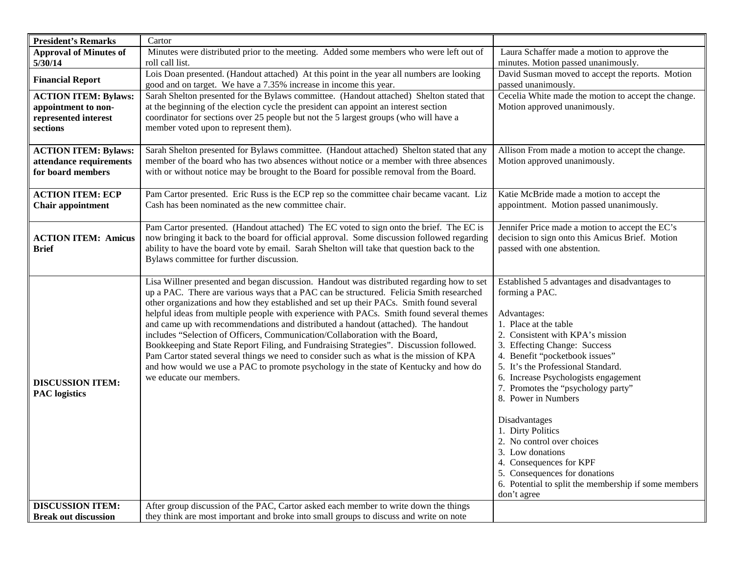| President's Remarks | Cartor | |
|---|---|---|
| **Approval of Minutes of 5/30/14** | Minutes were distributed prior to the meeting. Added some members who were left out of roll call list. | Laura Schaffer made a motion to approve the minutes. Motion passed unanimously. |
| **Financial Report** | Lois Doan presented. (Handout attached) At this point in the year all numbers are looking good and on target. We have a 7.35% increase in income this year. | David Susman moved to accept the reports. Motion passed unanimously. |
| **ACTION ITEM: Bylaws: appointment to non-represented interest sections** | Sarah Shelton presented for the Bylaws committee. (Handout attached) Shelton stated that at the beginning of the election cycle the president can appoint an interest section coordinator for sections over 25 people but not the 5 largest groups (who will have a member voted upon to represent them). | Cecelia White made the motion to accept the change. Motion approved unanimously. |
| **ACTION ITEM: Bylaws: attendance requirements for board members** | Sarah Shelton presented for Bylaws committee. (Handout attached) Shelton stated that any member of the board who has two absences without notice or a member with three absences with or without notice may be brought to the Board for possible removal from the Board. | Allison From made a motion to accept the change. Motion approved unanimously. |
| **ACTION ITEM: ECP Chair appointment** | Pam Cartor presented. Eric Russ is the ECP rep so the committee chair became vacant. Liz Cash has been nominated as the new committee chair. | Katie McBride made a motion to accept the appointment. Motion passed unanimously. |
| **ACTION ITEM: Amicus Brief** | Pam Cartor presented. (Handout attached) The EC voted to sign onto the brief. The EC is now bringing it back to the board for official approval. Some discussion followed regarding ability to have the board vote by email. Sarah Shelton will take that question back to the Bylaws committee for further discussion. | Jennifer Price made a motion to accept the EC's decision to sign onto this Amicus Brief. Motion passed with one abstention. |
| **DISCUSSION ITEM: PAC logistics** | Lisa Willner presented and began discussion. Handout was distributed regarding how to set up a PAC. There are various ways that a PAC can be structured. Felicia Smith researched other organizations and how they established and set up their PACs. Smith found several helpful ideas from multiple people with experience with PACs. Smith found several themes and came up with recommendations and distributed a handout (attached). The handout includes "Selection of Officers, Communication/Collaboration with the Board, Bookkeeping and State Report Filing, and Fundraising Strategies". Discussion followed. Pam Cartor stated several things we need to consider such as what is the mission of KPA and how would we use a PAC to promote psychology in the state of Kentucky and how do we educate our members. | Established 5 advantages and disadvantages to forming a PAC.<br><br>Advantages:<br>1. Place at the table<br>2. Consistent with KPA's mission<br>3. Effecting Change: Success<br>4. Benefit "pocketbook issues"<br>5. It's the Professional Standard.<br>6. Increase Psychologists engagement<br>7. Promotes the "psychology party"<br>8. Power in Numbers<br><br>Disadvantages<br>1. Dirty Politics<br>2. No control over choices<br>3. Low donations<br>4. Consequences for KPF<br>5. Consequences for donations<br>6. Potential to split the membership if some members don't agree |
| **DISCUSSION ITEM: Break out discussion** | After group discussion of the PAC, Cartor asked each member to write down the things they think are most important and broke into small groups to discuss and write on note | |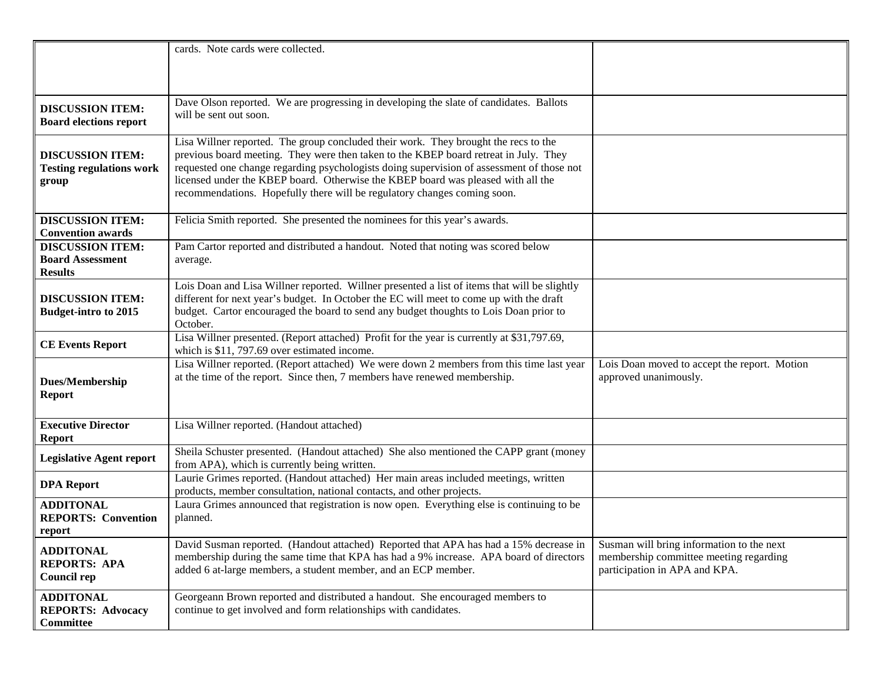| | | |
|---|---|---|
| | cards. Note cards were collected. | |
| **DISCUSSION ITEM: Board elections report** | Dave Olson reported. We are progressing in developing the slate of candidates. Ballots will be sent out soon. | |
| **DISCUSSION ITEM: Testing regulations work group** | Lisa Willner reported. The group concluded their work. They brought the recs to the previous board meeting. They were then taken to the KBEP board retreat in July. They requested one change regarding psychologists doing supervision of assessment of those not licensed under the KBEP board. Otherwise the KBEP board was pleased with all the recommendations. Hopefully there will be regulatory changes coming soon. | |
| **DISCUSSION ITEM: Convention awards** | Felicia Smith reported. She presented the nominees for this year's awards. | |
| **DISCUSSION ITEM: Board Assessment Results** | Pam Cartor reported and distributed a handout. Noted that noting was scored below average. | |
| **DISCUSSION ITEM: Budget-intro to 2015** | Lois Doan and Lisa Willner reported. Willner presented a list of items that will be slightly different for next year's budget. In October the EC will meet to come up with the draft budget. Cartor encouraged the board to send any budget thoughts to Lois Doan prior to October. | |
| **CE Events Report** | Lisa Willner presented. (Report attached) Profit for the year is currently at $31,797.69, which is $11, 797.69 over estimated income. | |
| **Dues/Membership Report** | Lisa Willner reported. (Report attached) We were down 2 members from this time last year at the time of the report. Since then, 7 members have renewed membership. | Lois Doan moved to accept the report. Motion approved unanimously. |
| **Executive Director Report** | Lisa Willner reported. (Handout attached) | |
| **Legislative Agent report** | Sheila Schuster presented. (Handout attached) She also mentioned the CAPP grant (money from APA), which is currently being written. | |
| **DPA Report** | Laurie Grimes reported. (Handout attached) Her main areas included meetings, written products, member consultation, national contacts, and other projects. | |
| **ADDITONAL REPORTS: Convention report** | Laura Grimes announced that registration is now open. Everything else is continuing to be planned. | |
| **ADDITONAL REPORTS: APA Council rep** | David Susman reported. (Handout attached) Reported that APA has had a 15% decrease in membership during the same time that KPA has had a 9% increase. APA board of directors added 6 at-large members, a student member, and an ECP member. | Susman will bring information to the next membership committee meeting regarding participation in APA and KPA. |
| **ADDITONAL REPORTS: Advocacy Committee** | Georgeann Brown reported and distributed a handout. She encouraged members to continue to get involved and form relationships with candidates. | |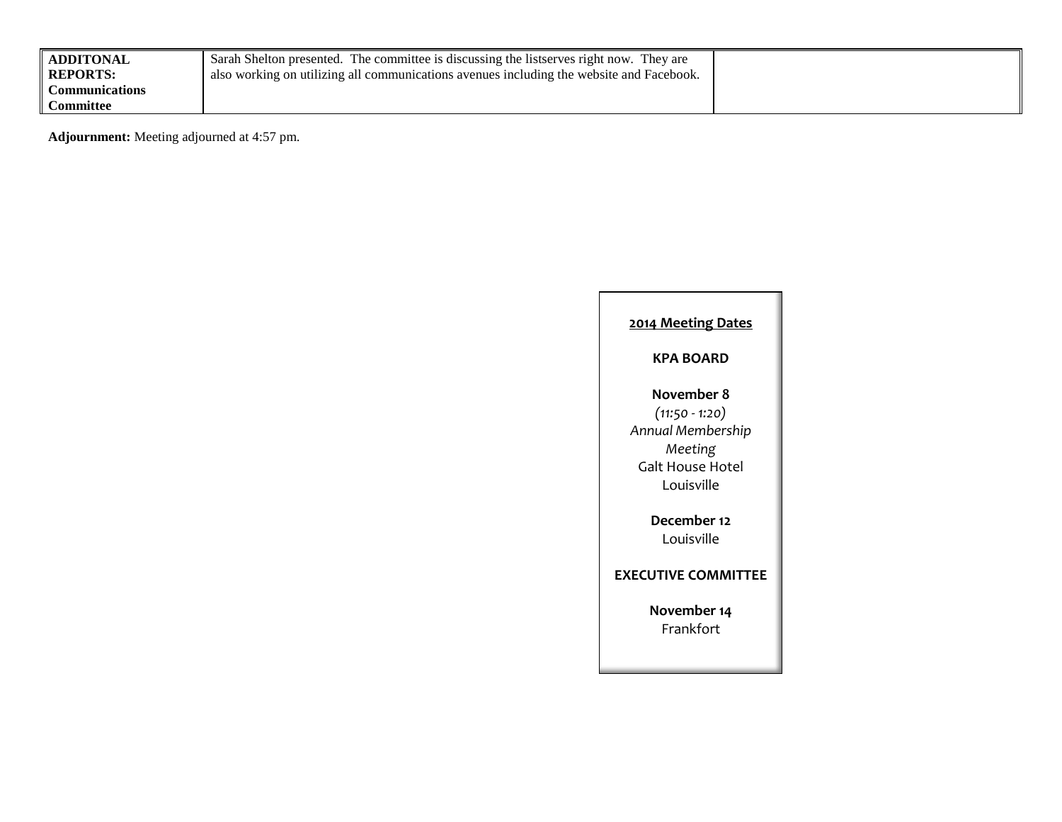| | | |
|---|---|---|
| **ADDITONAL REPORTS: Communications Committee** | Sarah Shelton presented. The committee is discussing the listserves right now. They are also working on utilizing all communications avenues including the website and Facebook. | |

**Adjournment:** Meeting adjourned at 4:57 pm.

**2014 Meeting Dates**

**KPA BOARD**

**November 8**
*(11:50 - 1:20)*
*Annual Membership Meeting*
Galt House Hotel
Louisville

**December 12**
Louisville

**EXECUTIVE COMMITTEE**

**November 14**
Frankfort